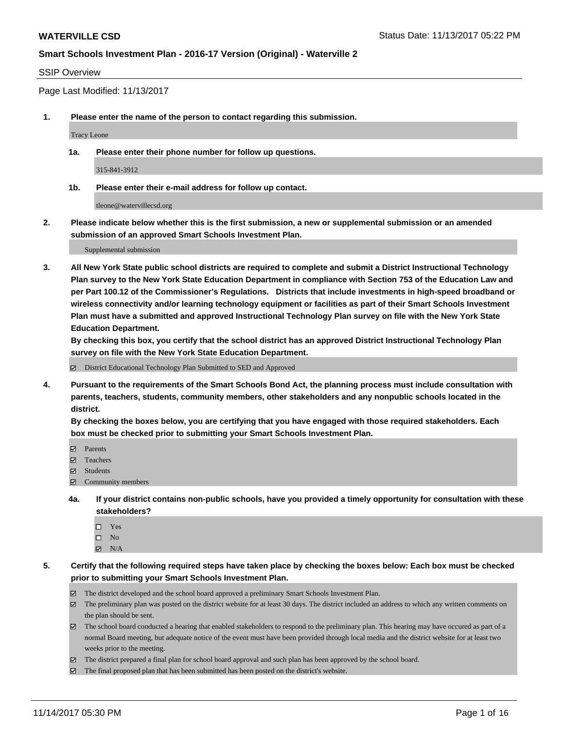**WATERVILLE CSD**

Status Date: 11/13/2017 05:22 PM

**Smart Schools Investment Plan - 2016-17 Version (Original) - Waterville 2**

SSIP Overview

Page Last Modified: 11/13/2017

**1. Please enter the name of the person to contact regarding this submission.**

Tracy Leone

**1a. Please enter their phone number for follow up questions.**

315-841-3912

**1b. Please enter their e-mail address for follow up contact.**

tleone@watervillecsd.org

**2. Please indicate below whether this is the first submission, a new or supplemental submission or an amended submission of an approved Smart Schools Investment Plan.**

Supplemental submission

**3. All New York State public school districts are required to complete and submit a District Instructional Technology Plan survey to the New York State Education Department in compliance with Section 753 of the Education Law and per Part 100.12 of the Commissioner's Regulations. Districts that include investments in high-speed broadband or wireless connectivity and/or learning technology equipment or facilities as part of their Smart Schools Investment Plan must have a submitted and approved Instructional Technology Plan survey on file with the New York State Education Department.**
**By checking this box, you certify that the school district has an approved District Instructional Technology Plan survey on file with the New York State Education Department.**

☑ District Educational Technology Plan Submitted to SED and Approved

**4. Pursuant to the requirements of the Smart Schools Bond Act, the planning process must include consultation with parents, teachers, students, community members, other stakeholders and any nonpublic schools located in the district.**
**By checking the boxes below, you are certifying that you have engaged with those required stakeholders. Each box must be checked prior to submitting your Smart Schools Investment Plan.**

☑ Parents
☑ Teachers
☑ Students
☑ Community members

**4a. If your district contains non-public schools, have you provided a timely opportunity for consultation with these stakeholders?**

☐ Yes
☐ No
☑ N/A

**5. Certify that the following required steps have taken place by checking the boxes below: Each box must be checked prior to submitting your Smart Schools Investment Plan.**

☑ The district developed and the school board approved a preliminary Smart Schools Investment Plan.
☑ The preliminary plan was posted on the district website for at least 30 days. The district included an address to which any written comments on the plan should be sent.
☑ The school board conducted a hearing that enabled stakeholders to respond to the preliminary plan. This hearing may have occured as part of a normal Board meeting, but adequate notice of the event must have been provided through local media and the district website for at least two weeks prior to the meeting.
☑ The district prepared a final plan for school board approval and such plan has been approved by the school board.
☑ The final proposed plan that has been submitted has been posted on the district's website.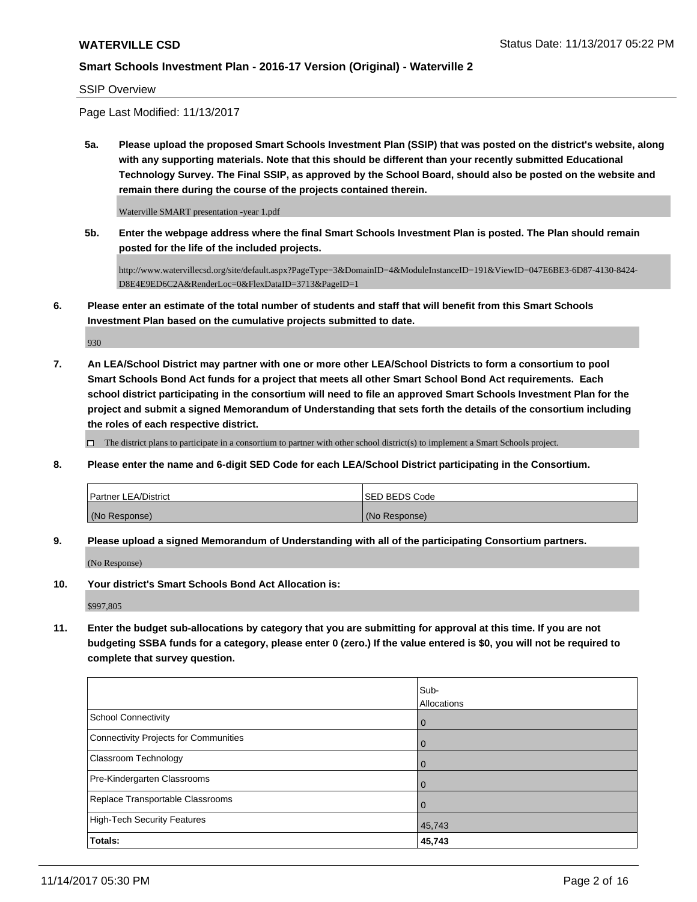SSIP Overview

Page Last Modified: 11/13/2017

**5a. Please upload the proposed Smart Schools Investment Plan (SSIP) that was posted on the district's website, along with any supporting materials. Note that this should be different than your recently submitted Educational Technology Survey. The Final SSIP, as approved by the School Board, should also be posted on the website and remain there during the course of the projects contained therein.**

Waterville SMART presentation -year 1.pdf

**5b. Enter the webpage address where the final Smart Schools Investment Plan is posted. The Plan should remain posted for the life of the included projects.**

http://www.watervillecsd.org/site/default.aspx?PageType=3&DomainID=4&ModuleInstanceID=191&ViewID=047E6BE3-6D87-4130-8424-D8E4E9ED6C2A&RenderLoc=0&FlexDataID=3713&PageID=1

**6. Please enter an estimate of the total number of students and staff that will benefit from this Smart Schools Investment Plan based on the cumulative projects submitted to date.**

930

**7. An LEA/School District may partner with one or more other LEA/School Districts to form a consortium to pool Smart Schools Bond Act funds for a project that meets all other Smart School Bond Act requirements. Each school district participating in the consortium will need to file an approved Smart Schools Investment Plan for the project and submit a signed Memorandum of Understanding that sets forth the details of the consortium including the roles of each respective district.**

☐ The district plans to participate in a consortium to partner with other school district(s) to implement a Smart Schools project.

**8. Please enter the name and 6-digit SED Code for each LEA/School District participating in the Consortium.**

| Partner LEA/District | SED BEDS Code |
|---|---|
| (No Response) | (No Response) |

**9. Please upload a signed Memorandum of Understanding with all of the participating Consortium partners.**

(No Response)

**10. Your district's Smart Schools Bond Act Allocation is:**

$997,805

**11. Enter the budget sub-allocations by category that you are submitting for approval at this time. If you are not budgeting SSBA funds for a category, please enter 0 (zero.) If the value entered is $0, you will not be required to complete that survey question.**

| | Sub-Allocations |
|---|---|
| School Connectivity | 0 |
| Connectivity Projects for Communities | 0 |
| Classroom Technology | 0 |
| Pre-Kindergarten Classrooms | 0 |
| Replace Transportable Classrooms | 0 |
| High-Tech Security Features | 45,743 |
| **Totals:** | **45,743** |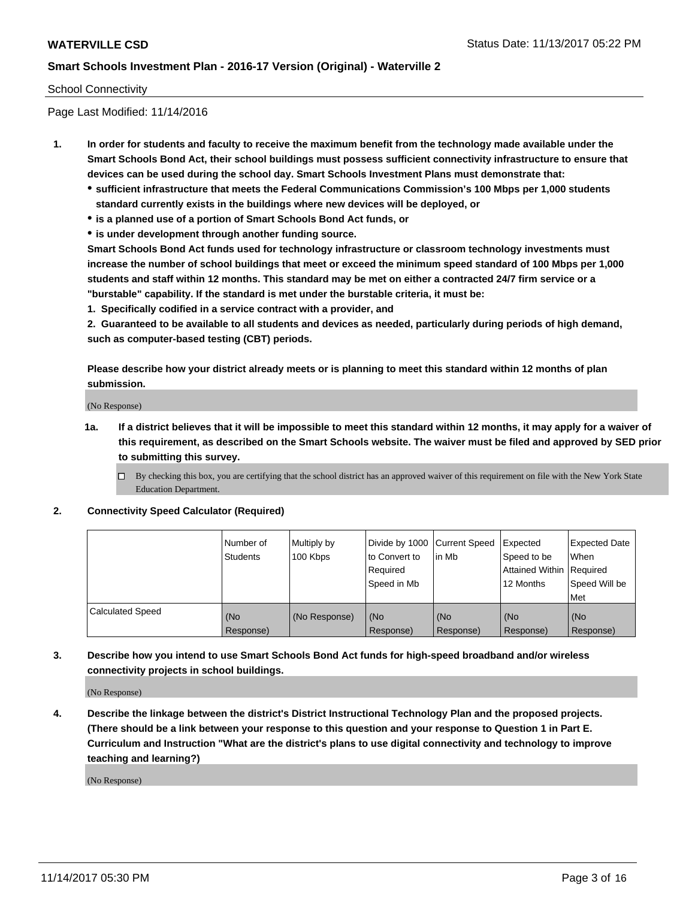School Connectivity

Page Last Modified: 11/14/2016

1. **In order for students and faculty to receive the maximum benefit from the technology made available under the Smart Schools Bond Act, their school buildings must possess sufficient connectivity infrastructure to ensure that devices can be used during the school day. Smart Schools Investment Plans must demonstrate that:**
   - **sufficient infrastructure that meets the Federal Communications Commission's 100 Mbps per 1,000 students standard currently exists in the buildings where new devices will be deployed, or**
   - **is a planned use of a portion of Smart Schools Bond Act funds, or**
   - **is under development through another funding source.**

   **Smart Schools Bond Act funds used for technology infrastructure or classroom technology investments must increase the number of school buildings that meet or exceed the minimum speed standard of 100 Mbps per 1,000 students and staff within 12 months. This standard may be met on either a contracted 24/7 firm service or a "burstable" capability. If the standard is met under the burstable criteria, it must be:**

   **1. Specifically codified in a service contract with a provider, and**

   **2. Guaranteed to be available to all students and devices as needed, particularly during periods of high demand, such as computer-based testing (CBT) periods.**

   **Please describe how your district already meets or is planning to meet this standard within 12 months of plan submission.**

   (No Response)

   1a. **If a district believes that it will be impossible to meet this standard within 12 months, it may apply for a waiver of this requirement, as described on the Smart Schools website. The waiver must be filed and approved by SED prior to submitting this survey.**

   ☐ By checking this box, you are certifying that the school district has an approved waiver of this requirement on file with the New York State Education Department.

2. **Connectivity Speed Calculator (Required)**

| | Number of Students | Multiply by 100 Kbps | Divide by 1000 to Convert to Required Speed in Mb | Current Speed in Mb | Expected Speed to be Attained Within 12 Months | Expected Date When Required Speed Will be Met |
|---|---|---|---|---|---|---|
| Calculated Speed | (No Response) | (No Response) | (No Response) | (No Response) | (No Response) | (No Response) |

3. **Describe how you intend to use Smart Schools Bond Act funds for high-speed broadband and/or wireless connectivity projects in school buildings.**

   (No Response)

4. **Describe the linkage between the district's District Instructional Technology Plan and the proposed projects. (There should be a link between your response to this question and your response to Question 1 in Part E. Curriculum and Instruction "What are the district's plans to use digital connectivity and technology to improve teaching and learning?)**

   (No Response)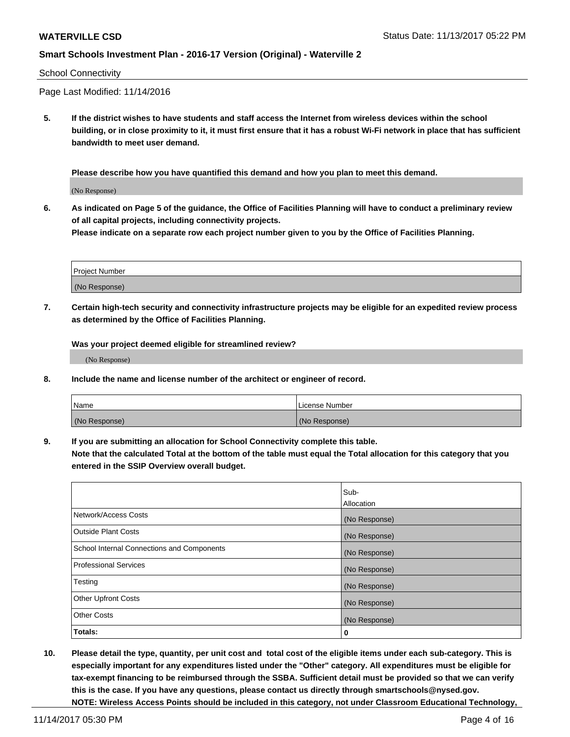School Connectivity

Page Last Modified: 11/14/2016

**5. If the district wishes to have students and staff access the Internet from wireless devices within the school building, or in close proximity to it, it must first ensure that it has a robust Wi-Fi network in place that has sufficient bandwidth to meet user demand.**

**Please describe how you have quantified this demand and how you plan to meet this demand.**

(No Response)

**6. As indicated on Page 5 of the guidance, the Office of Facilities Planning will have to conduct a preliminary review of all capital projects, including connectivity projects.**
**Please indicate on a separate row each project number given to you by the Office of Facilities Planning.**

| Project Number |
| --- |
| (No Response) |

**7. Certain high-tech security and connectivity infrastructure projects may be eligible for an expedited review process as determined by the Office of Facilities Planning.**

**Was your project deemed eligible for streamlined review?**

(No Response)

**8. Include the name and license number of the architect or engineer of record.**

| Name | License Number |
| --- | --- |
| (No Response) | (No Response) |

**9. If you are submitting an allocation for School Connectivity complete this table.**
**Note that the calculated Total at the bottom of the table must equal the Total allocation for this category that you entered in the SSIP Overview overall budget.**

| | Sub-Allocation |
| --- | --- |
| Network/Access Costs | (No Response) |
| Outside Plant Costs | (No Response) |
| School Internal Connections and Components | (No Response) |
| Professional Services | (No Response) |
| Testing | (No Response) |
| Other Upfront Costs | (No Response) |
| Other Costs | (No Response) |
| **Totals:** | **0** |

**10. Please detail the type, quantity, per unit cost and total cost of the eligible items under each sub-category. This is especially important for any expenditures listed under the "Other" category. All expenditures must be eligible for tax-exempt financing to be reimbursed through the SSBA. Sufficient detail must be provided so that we can verify this is the case. If you have any questions, please contact us directly through smartschools@nysed.gov.**
**NOTE: Wireless Access Points should be included in this category, not under Classroom Educational Technology,**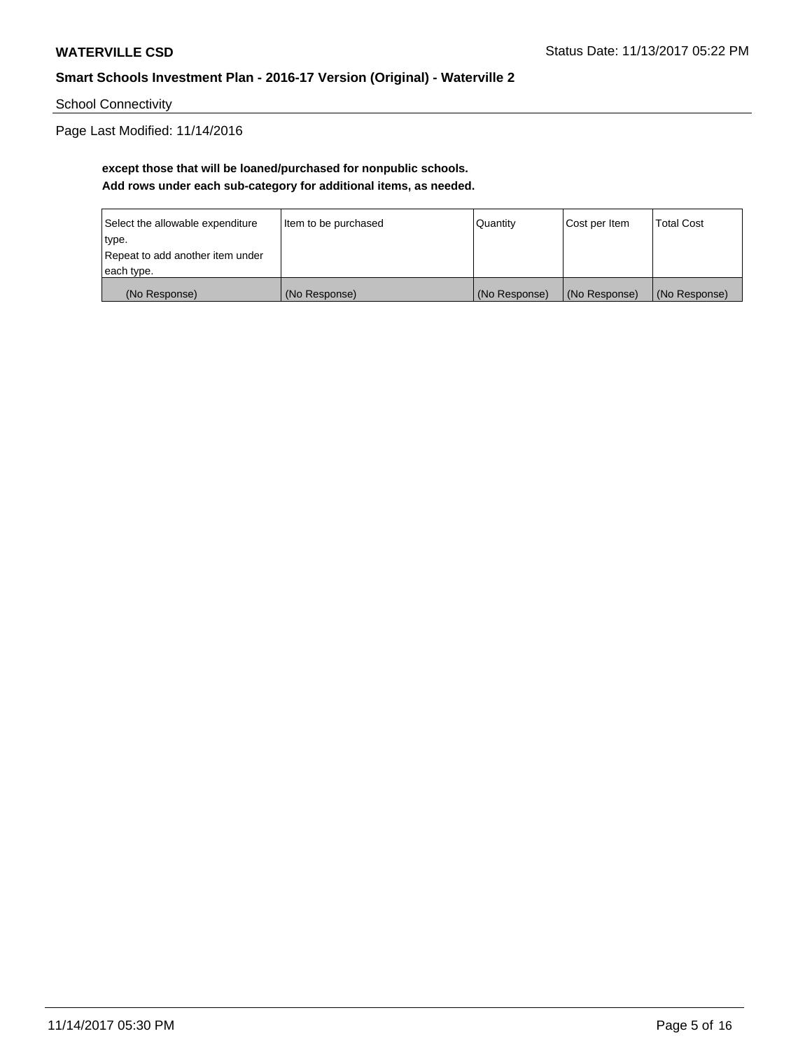School Connectivity

Page Last Modified: 11/14/2016

**except those that will be loaned/purchased for nonpublic schools.**
**Add rows under each sub-category for additional items, as needed.**

| Select the allowable expenditure type. Repeat to add another item under each type. | Item to be purchased | Quantity | Cost per Item | Total Cost |
| --- | --- | --- | --- | --- |
| (No Response) | (No Response) | (No Response) | (No Response) | (No Response) |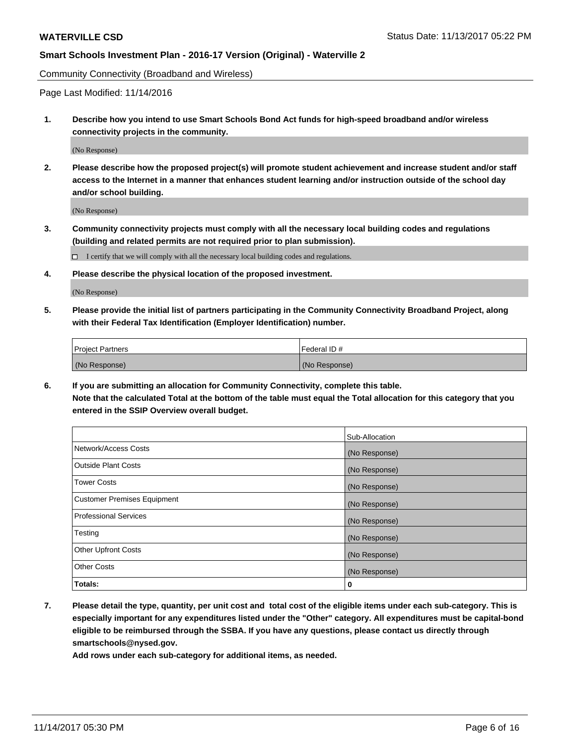Community Connectivity (Broadband and Wireless)

Page Last Modified: 11/14/2016

**1. Describe how you intend to use Smart Schools Bond Act funds for high-speed broadband and/or wireless connectivity projects in the community.**

(No Response)

**2. Please describe how the proposed project(s) will promote student achievement and increase student and/or staff access to the Internet in a manner that enhances student learning and/or instruction outside of the school day and/or school building.**

(No Response)

**3. Community connectivity projects must comply with all the necessary local building codes and regulations (building and related permits are not required prior to plan submission).**

☐ I certify that we will comply with all the necessary local building codes and regulations.

**4. Please describe the physical location of the proposed investment.**

(No Response)

**5. Please provide the initial list of partners participating in the Community Connectivity Broadband Project, along with their Federal Tax Identification (Employer Identification) number.**

| Project Partners | Federal ID # |
|---|---|
| (No Response) | (No Response) |

**6. If you are submitting an allocation for Community Connectivity, complete this table. Note that the calculated Total at the bottom of the table must equal the Total allocation for this category that you entered in the SSIP Overview overall budget.**

| | Sub-Allocation |
|---|---|
| Network/Access Costs | (No Response) |
| Outside Plant Costs | (No Response) |
| Tower Costs | (No Response) |
| Customer Premises Equipment | (No Response) |
| Professional Services | (No Response) |
| Testing | (No Response) |
| Other Upfront Costs | (No Response) |
| Other Costs | (No Response) |
| **Totals:** | **0** |

**7. Please detail the type, quantity, per unit cost and total cost of the eligible items under each sub-category. This is especially important for any expenditures listed under the "Other" category. All expenditures must be capital-bond eligible to be reimbursed through the SSBA. If you have any questions, please contact us directly through smartschools@nysed.gov.**

**Add rows under each sub-category for additional items, as needed.**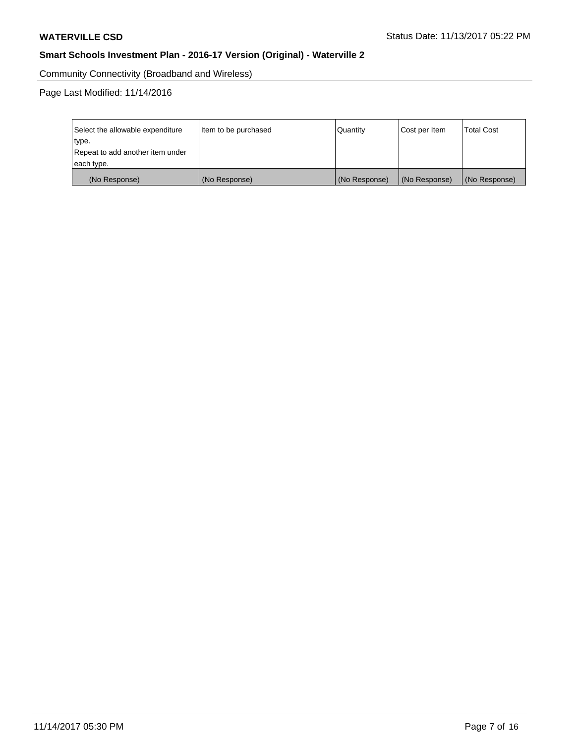Community Connectivity (Broadband and Wireless)

Page Last Modified: 11/14/2016

| Select the allowable expenditure type.<br>Repeat to add another item under each type. | Item to be purchased | Quantity | Cost per Item | Total Cost |
|---|---|---|---|---|
| (No Response) | (No Response) | (No Response) | (No Response) | (No Response) |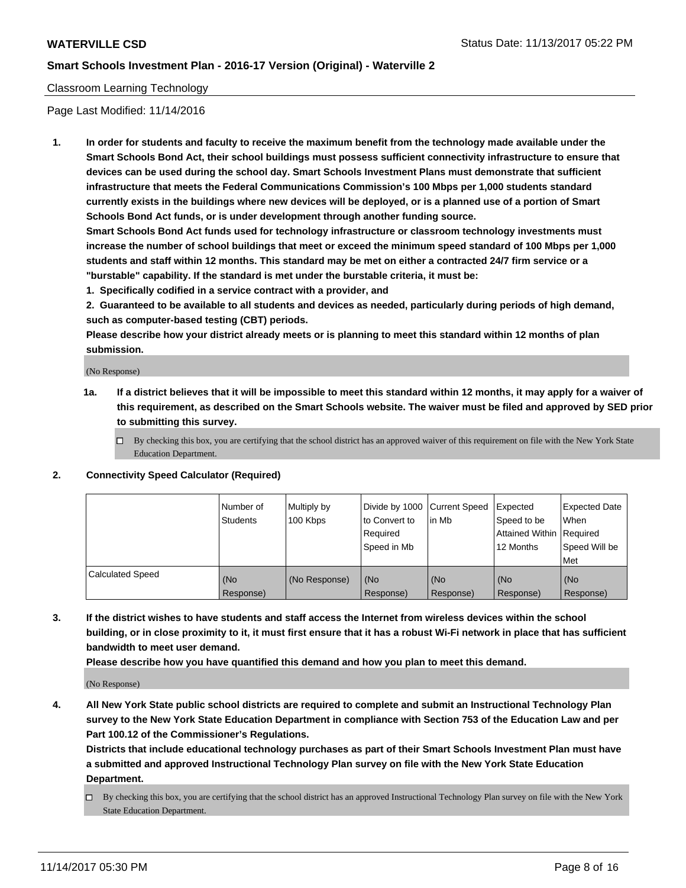Classroom Learning Technology

Page Last Modified: 11/14/2016

**1. In order for students and faculty to receive the maximum benefit from the technology made available under the Smart Schools Bond Act, their school buildings must possess sufficient connectivity infrastructure to ensure that devices can be used during the school day. Smart Schools Investment Plans must demonstrate that sufficient infrastructure that meets the Federal Communications Commission's 100 Mbps per 1,000 students standard currently exists in the buildings where new devices will be deployed, or is a planned use of a portion of Smart Schools Bond Act funds, or is under development through another funding source.**

**Smart Schools Bond Act funds used for technology infrastructure or classroom technology investments must increase the number of school buildings that meet or exceed the minimum speed standard of 100 Mbps per 1,000 students and staff within 12 months. This standard may be met on either a contracted 24/7 firm service or a "burstable" capability. If the standard is met under the burstable criteria, it must be:**

**1. Specifically codified in a service contract with a provider, and**

**2. Guaranteed to be available to all students and devices as needed, particularly during periods of high demand, such as computer-based testing (CBT) periods.**

**Please describe how your district already meets or is planning to meet this standard within 12 months of plan submission.**

(No Response)

**1a. If a district believes that it will be impossible to meet this standard within 12 months, it may apply for a waiver of this requirement, as described on the Smart Schools website. The waiver must be filed and approved by SED prior to submitting this survey.**

☐ By checking this box, you are certifying that the school district has an approved waiver of this requirement on file with the New York State Education Department.

**2. Connectivity Speed Calculator (Required)**

| | Number of Students | Multiply by 100 Kbps | Divide by 1000 to Convert to Required Speed in Mb | Current Speed in Mb | Expected Speed to be Attained Within 12 Months | Expected Date When Required Speed Will be Met |
|---|---|---|---|---|---|---|
| Calculated Speed | (No Response) | (No Response) | (No Response) | (No Response) | (No Response) | (No Response) |

**3. If the district wishes to have students and staff access the Internet from wireless devices within the school building, or in close proximity to it, it must first ensure that it has a robust Wi-Fi network in place that has sufficient bandwidth to meet user demand.**

**Please describe how you have quantified this demand and how you plan to meet this demand.**

(No Response)

**4. All New York State public school districts are required to complete and submit an Instructional Technology Plan survey to the New York State Education Department in compliance with Section 753 of the Education Law and per Part 100.12 of the Commissioner's Regulations.**

**Districts that include educational technology purchases as part of their Smart Schools Investment Plan must have a submitted and approved Instructional Technology Plan survey on file with the New York State Education Department.**

☐ By checking this box, you are certifying that the school district has an approved Instructional Technology Plan survey on file with the New York State Education Department.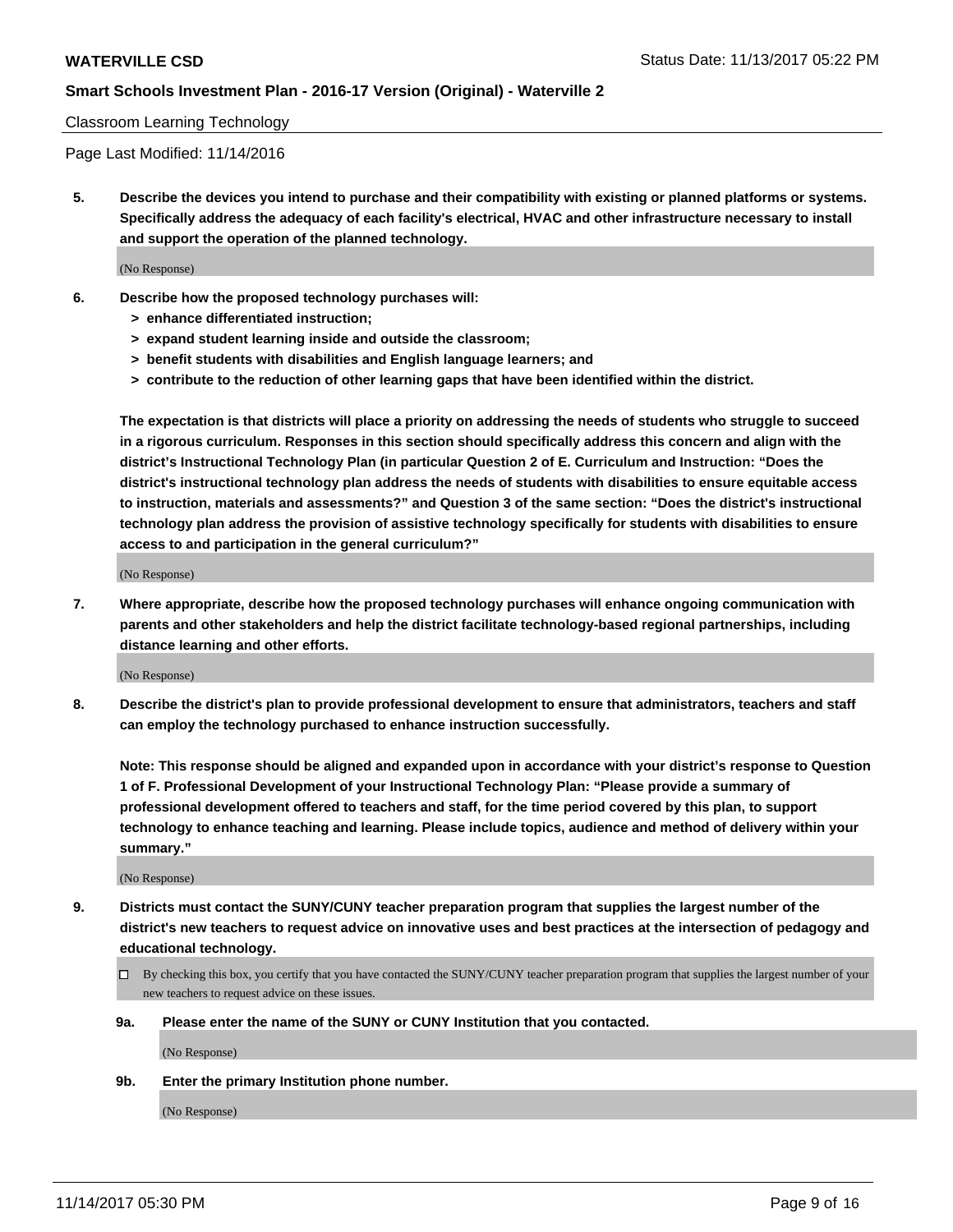Classroom Learning Technology

Page Last Modified: 11/14/2016

**5. Describe the devices you intend to purchase and their compatibility with existing or planned platforms or systems. Specifically address the adequacy of each facility's electrical, HVAC and other infrastructure necessary to install and support the operation of the planned technology.**

(No Response)

**6. Describe how the proposed technology purchases will:**
- **> enhance differentiated instruction;**
- **> expand student learning inside and outside the classroom;**
- **> benefit students with disabilities and English language learners; and**
- **> contribute to the reduction of other learning gaps that have been identified within the district.**

**The expectation is that districts will place a priority on addressing the needs of students who struggle to succeed in a rigorous curriculum. Responses in this section should specifically address this concern and align with the district's Instructional Technology Plan (in particular Question 2 of E. Curriculum and Instruction: "Does the district's instructional technology plan address the needs of students with disabilities to ensure equitable access to instruction, materials and assessments?" and Question 3 of the same section: "Does the district's instructional technology plan address the provision of assistive technology specifically for students with disabilities to ensure access to and participation in the general curriculum?"**

(No Response)

**7. Where appropriate, describe how the proposed technology purchases will enhance ongoing communication with parents and other stakeholders and help the district facilitate technology-based regional partnerships, including distance learning and other efforts.**

(No Response)

**8. Describe the district's plan to provide professional development to ensure that administrators, teachers and staff can employ the technology purchased to enhance instruction successfully.**

**Note: This response should be aligned and expanded upon in accordance with your district's response to Question 1 of F. Professional Development of your Instructional Technology Plan: "Please provide a summary of professional development offered to teachers and staff, for the time period covered by this plan, to support technology to enhance teaching and learning. Please include topics, audience and method of delivery within your summary."**

(No Response)

**9. Districts must contact the SUNY/CUNY teacher preparation program that supplies the largest number of the district's new teachers to request advice on innovative uses and best practices at the intersection of pedagogy and educational technology.**

☐ By checking this box, you certify that you have contacted the SUNY/CUNY teacher preparation program that supplies the largest number of your new teachers to request advice on these issues.

**9a. Please enter the name of the SUNY or CUNY Institution that you contacted.**

(No Response)

**9b. Enter the primary Institution phone number.**

(No Response)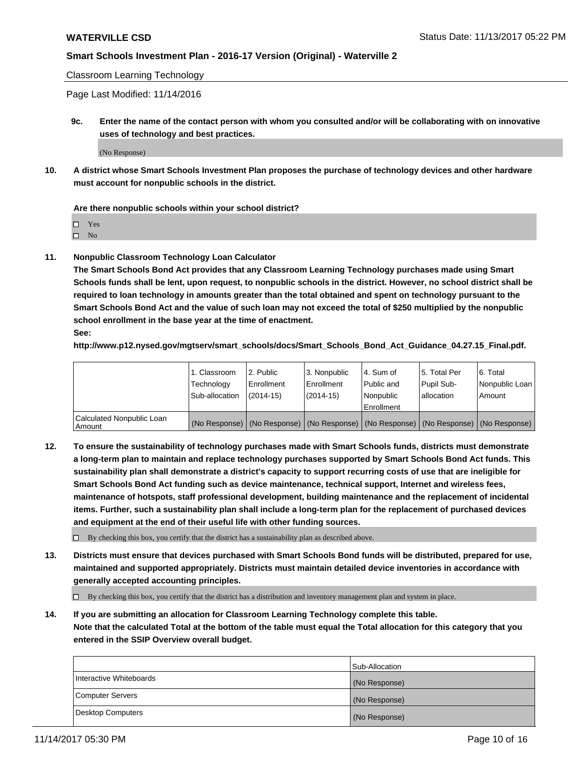Classroom Learning Technology

Page Last Modified: 11/14/2016

**9c. Enter the name of the contact person with whom you consulted and/or will be collaborating with on innovative uses of technology and best practices.**

(No Response)

**10. A district whose Smart Schools Investment Plan proposes the purchase of technology devices and other hardware must account for nonpublic schools in the district.**

**Are there nonpublic schools within your school district?**

- ☐ Yes
- ☐ No

**11. Nonpublic Classroom Technology Loan Calculator**

**The Smart Schools Bond Act provides that any Classroom Learning Technology purchases made using Smart Schools funds shall be lent, upon request, to nonpublic schools in the district. However, no school district shall be required to loan technology in amounts greater than the total obtained and spent on technology pursuant to the Smart Schools Bond Act and the value of such loan may not exceed the total of $250 multiplied by the nonpublic school enrollment in the base year at the time of enactment.**

**See:**

**http://www.p12.nysed.gov/mgtserv/smart_schools/docs/Smart_Schools_Bond_Act_Guidance_04.27.15_Final.pdf.**

| | 1. Classroom Technology Sub-allocation | 2. Public Enrollment (2014-15) | 3. Nonpublic Enrollment (2014-15) | 4. Sum of Public and Nonpublic Enrollment | 5. Total Per Pupil Sub-allocation | 6. Total Nonpublic Loan Amount |
|---|---|---|---|---|---|---|
| Calculated Nonpublic Loan Amount | (No Response) | (No Response) | (No Response) | (No Response) | (No Response) | (No Response) |

**12. To ensure the sustainability of technology purchases made with Smart Schools funds, districts must demonstrate a long-term plan to maintain and replace technology purchases supported by Smart Schools Bond Act funds. This sustainability plan shall demonstrate a district's capacity to support recurring costs of use that are ineligible for Smart Schools Bond Act funding such as device maintenance, technical support, Internet and wireless fees, maintenance of hotspots, staff professional development, building maintenance and the replacement of incidental items. Further, such a sustainability plan shall include a long-term plan for the replacement of purchased devices and equipment at the end of their useful life with other funding sources.**

☐ By checking this box, you certify that the district has a sustainability plan as described above.

**13. Districts must ensure that devices purchased with Smart Schools Bond funds will be distributed, prepared for use, maintained and supported appropriately. Districts must maintain detailed device inventories in accordance with generally accepted accounting principles.**

☐ By checking this box, you certify that the district has a distribution and inventory management plan and system in place.

**14. If you are submitting an allocation for Classroom Learning Technology complete this table. Note that the calculated Total at the bottom of the table must equal the Total allocation for this category that you entered in the SSIP Overview overall budget.**

| | Sub-Allocation |
|---|---|
| Interactive Whiteboards | (No Response) |
| Computer Servers | (No Response) |
| Desktop Computers | (No Response) |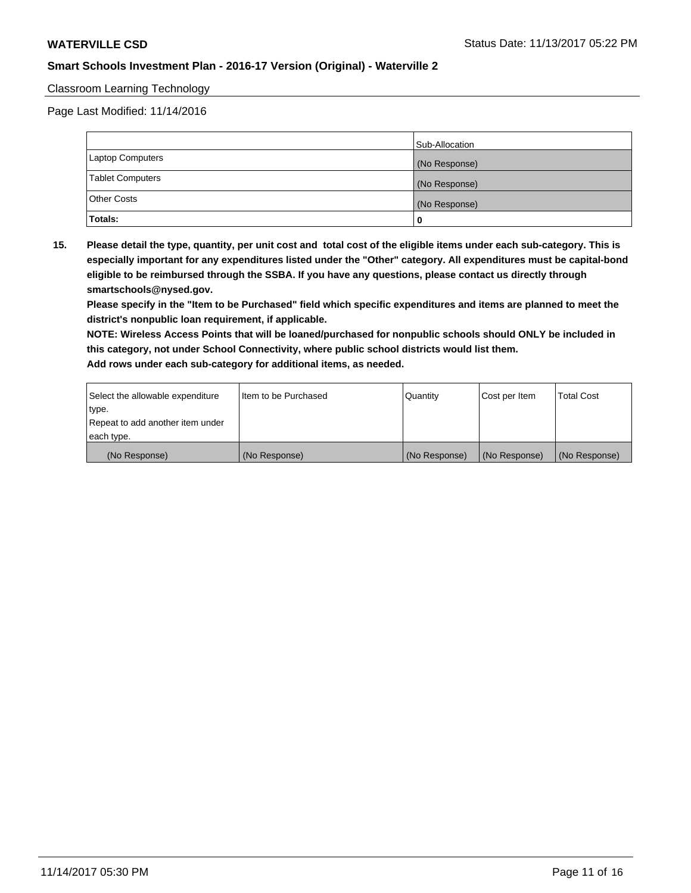Classroom Learning Technology

Page Last Modified: 11/14/2016

| | Sub-Allocation |
|---|---|
| Laptop Computers | (No Response) |
| Tablet Computers | (No Response) |
| Other Costs | (No Response) |
| **Totals:** | **0** |

**15. Please detail the type, quantity, per unit cost and total cost of the eligible items under each sub-category. This is especially important for any expenditures listed under the "Other" category. All expenditures must be capital-bond eligible to be reimbursed through the SSBA. If you have any questions, please contact us directly through smartschools@nysed.gov.**

**Please specify in the "Item to be Purchased" field which specific expenditures and items are planned to meet the district's nonpublic loan requirement, if applicable.**

**NOTE: Wireless Access Points that will be loaned/purchased for nonpublic schools should ONLY be included in this category, not under School Connectivity, where public school districts would list them.**

**Add rows under each sub-category for additional items, as needed.**

| Select the allowable expenditure type. Repeat to add another item under each type. | Item to be Purchased | Quantity | Cost per Item | Total Cost |
|---|---|---|---|---|
| (No Response) | (No Response) | (No Response) | (No Response) | (No Response) |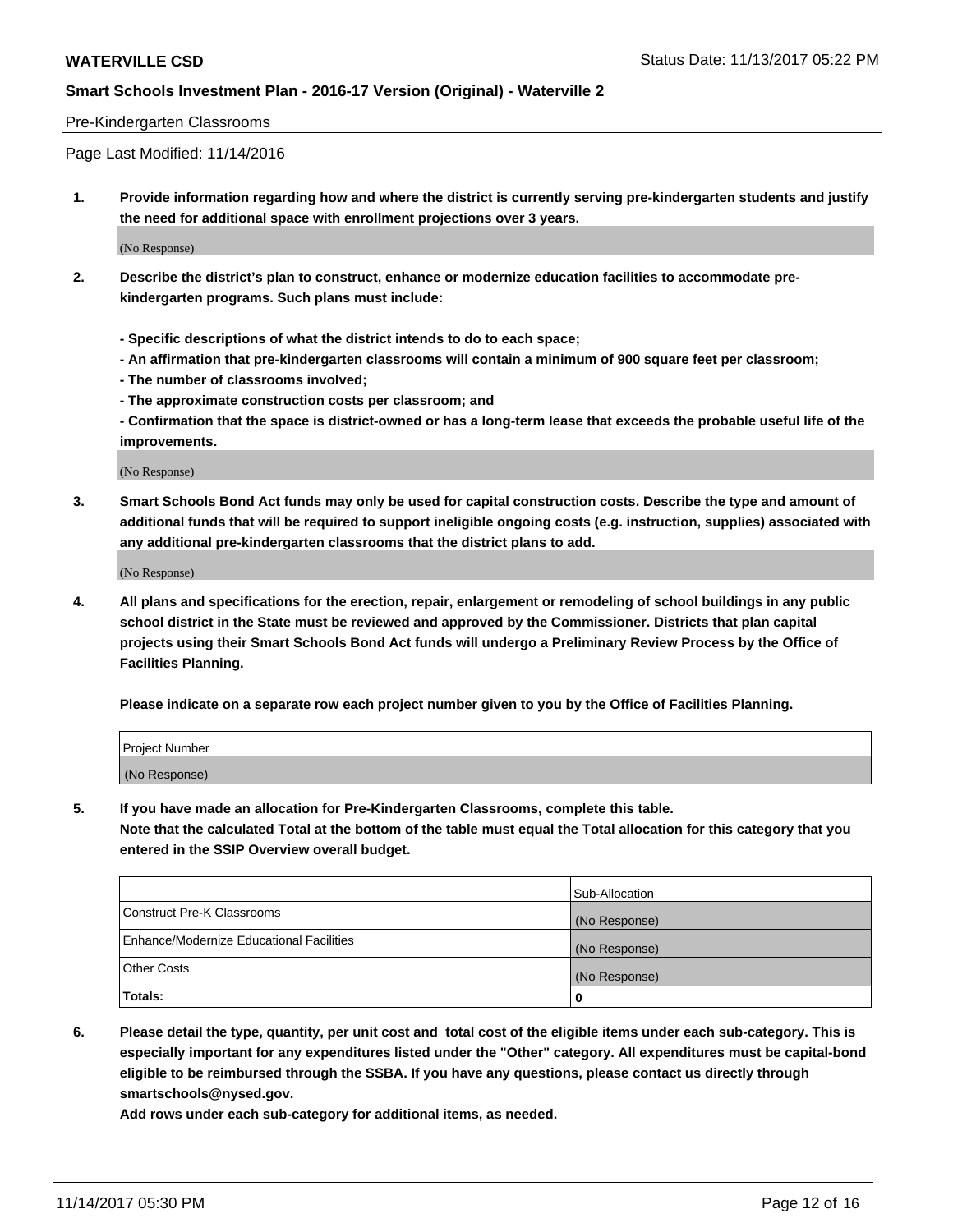Pre-Kindergarten Classrooms

Page Last Modified: 11/14/2016

**1. Provide information regarding how and where the district is currently serving pre-kindergarten students and justify the need for additional space with enrollment projections over 3 years.**

(No Response)

**2. Describe the district's plan to construct, enhance or modernize education facilities to accommodate pre-kindergarten programs. Such plans must include:**

**- Specific descriptions of what the district intends to do to each space;**
**- An affirmation that pre-kindergarten classrooms will contain a minimum of 900 square feet per classroom;**
**- The number of classrooms involved;**
**- The approximate construction costs per classroom; and**
**- Confirmation that the space is district-owned or has a long-term lease that exceeds the probable useful life of the improvements.**

(No Response)

**3. Smart Schools Bond Act funds may only be used for capital construction costs. Describe the type and amount of additional funds that will be required to support ineligible ongoing costs (e.g. instruction, supplies) associated with any additional pre-kindergarten classrooms that the district plans to add.**

(No Response)

**4. All plans and specifications for the erection, repair, enlargement or remodeling of school buildings in any public school district in the State must be reviewed and approved by the Commissioner. Districts that plan capital projects using their Smart Schools Bond Act funds will undergo a Preliminary Review Process by the Office of Facilities Planning.**

**Please indicate on a separate row each project number given to you by the Office of Facilities Planning.**

| Project Number |
| --- |
| (No Response) |

**5. If you have made an allocation for Pre-Kindergarten Classrooms, complete this table.**
**Note that the calculated Total at the bottom of the table must equal the Total allocation for this category that you entered in the SSIP Overview overall budget.**

| | Sub-Allocation |
| --- | --- |
| Construct Pre-K Classrooms | (No Response) |
| Enhance/Modernize Educational Facilities | (No Response) |
| Other Costs | (No Response) |
| **Totals:** | **0** |

**6. Please detail the type, quantity, per unit cost and total cost of the eligible items under each sub-category. This is especially important for any expenditures listed under the "Other" category. All expenditures must be capital-bond eligible to be reimbursed through the SSBA. If you have any questions, please contact us directly through smartschools@nysed.gov.**

**Add rows under each sub-category for additional items, as needed.**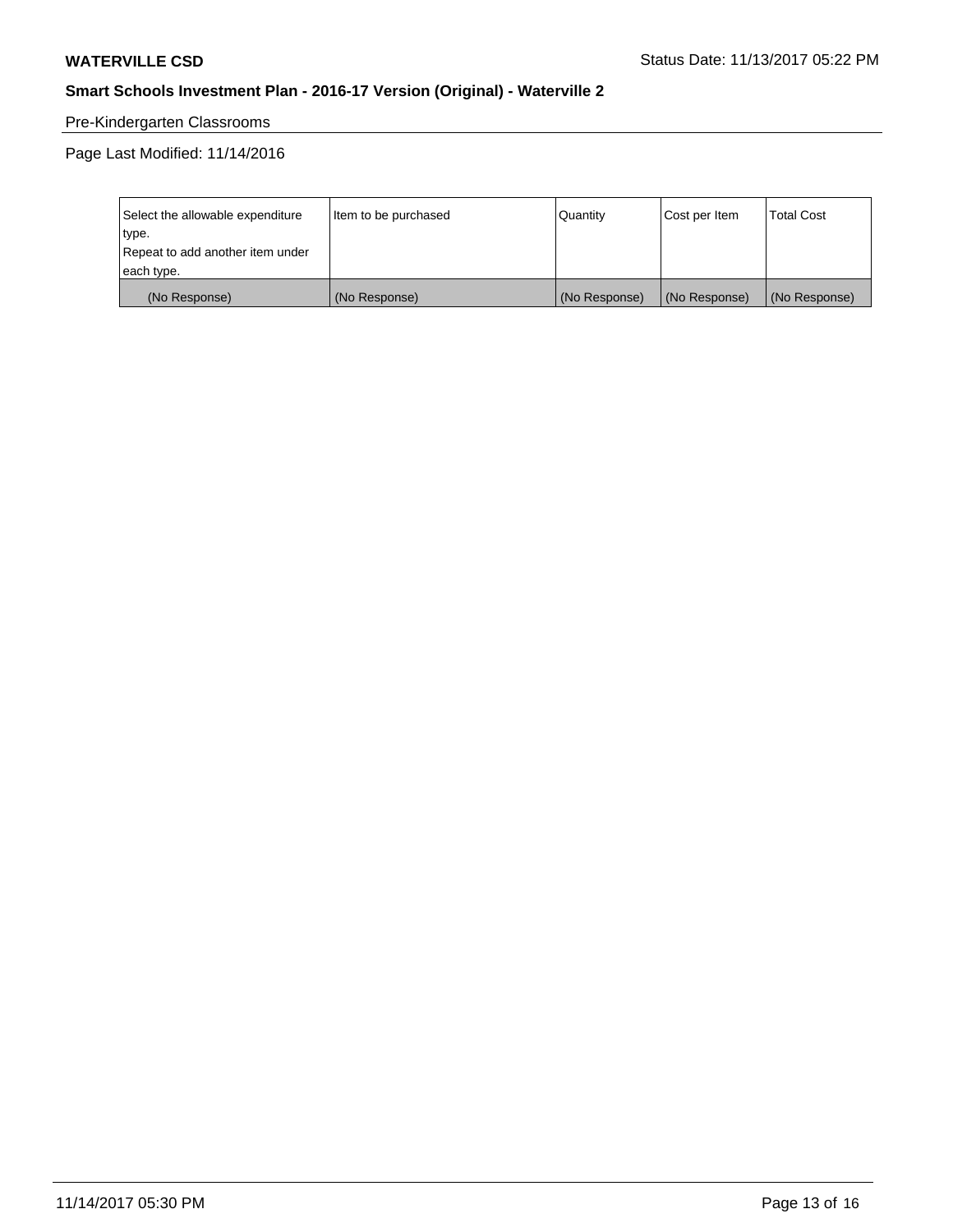Pre-Kindergarten Classrooms

Page Last Modified: 11/14/2016

| Select the allowable expenditure type. Repeat to add another item under each type. | Item to be purchased | Quantity | Cost per Item | Total Cost |
|---|---|---|---|---|
| (No Response) | (No Response) | (No Response) | (No Response) | (No Response) |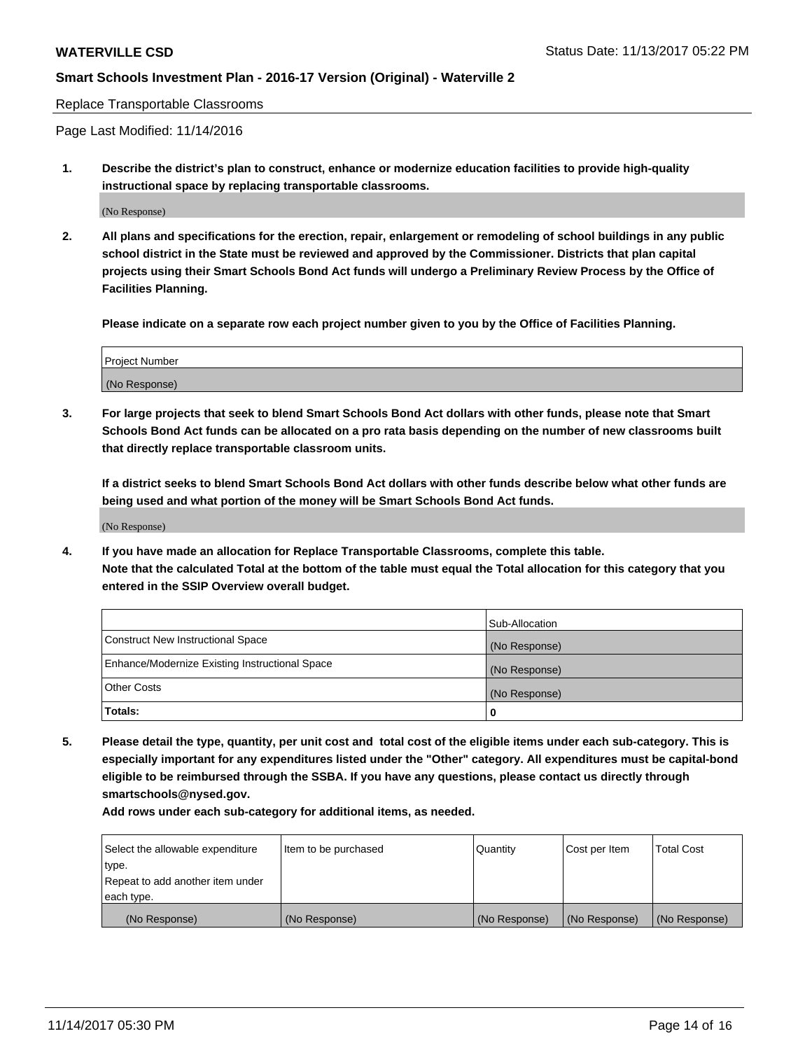Replace Transportable Classrooms

Page Last Modified: 11/14/2016

**1. Describe the district's plan to construct, enhance or modernize education facilities to provide high-quality instructional space by replacing transportable classrooms.**

(No Response)

**2. All plans and specifications for the erection, repair, enlargement or remodeling of school buildings in any public school district in the State must be reviewed and approved by the Commissioner. Districts that plan capital projects using their Smart Schools Bond Act funds will undergo a Preliminary Review Process by the Office of Facilities Planning.**

**Please indicate on a separate row each project number given to you by the Office of Facilities Planning.**

| Project Number |
|---|
| (No Response) |

**3. For large projects that seek to blend Smart Schools Bond Act dollars with other funds, please note that Smart Schools Bond Act funds can be allocated on a pro rata basis depending on the number of new classrooms built that directly replace transportable classroom units.**

**If a district seeks to blend Smart Schools Bond Act dollars with other funds describe below what other funds are being used and what portion of the money will be Smart Schools Bond Act funds.**

(No Response)

**4. If you have made an allocation for Replace Transportable Classrooms, complete this table. Note that the calculated Total at the bottom of the table must equal the Total allocation for this category that you entered in the SSIP Overview overall budget.**

| | Sub-Allocation |
|---|---|
| Construct New Instructional Space | (No Response) |
| Enhance/Modernize Existing Instructional Space | (No Response) |
| Other Costs | (No Response) |
| **Totals:** | **0** |

**5. Please detail the type, quantity, per unit cost and total cost of the eligible items under each sub-category. This is especially important for any expenditures listed under the "Other" category. All expenditures must be capital-bond eligible to be reimbursed through the SSBA. If you have any questions, please contact us directly through smartschools@nysed.gov.**

**Add rows under each sub-category for additional items, as needed.**

| Select the allowable expenditure type. Repeat to add another item under each type. | Item to be purchased | Quantity | Cost per Item | Total Cost |
|---|---|---|---|---|
| (No Response) | (No Response) | (No Response) | (No Response) | (No Response) |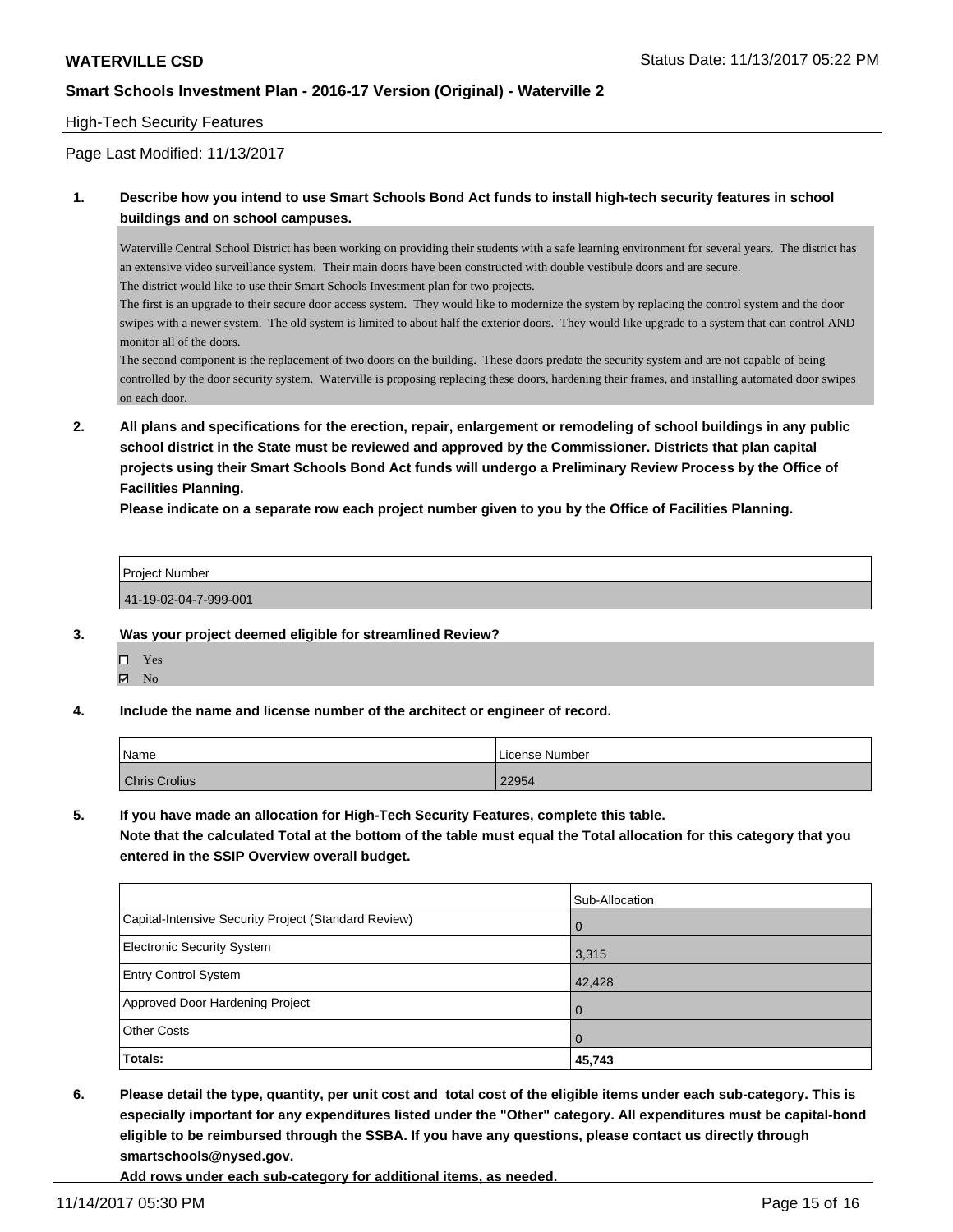High-Tech Security Features

Page Last Modified: 11/13/2017

**1. Describe how you intend to use Smart Schools Bond Act funds to install high-tech security features in school buildings and on school campuses.**

Waterville Central School District has been working on providing their students with a safe learning environment for several years. The district has an extensive video surveillance system. Their main doors have been constructed with double vestibule doors and are secure.
The district would like to use their Smart Schools Investment plan for two projects.
The first is an upgrade to their secure door access system. They would like to modernize the system by replacing the control system and the door swipes with a newer system. The old system is limited to about half the exterior doors. They would like upgrade to a system that can control AND monitor all of the doors.
The second component is the replacement of two doors on the building. These doors predate the security system and are not capable of being controlled by the door security system. Waterville is proposing replacing these doors, hardening their frames, and installing automated door swipes on each door.

**2. All plans and specifications for the erection, repair, enlargement or remodeling of school buildings in any public school district in the State must be reviewed and approved by the Commissioner. Districts that plan capital projects using their Smart Schools Bond Act funds will undergo a Preliminary Review Process by the Office of Facilities Planning.**
**Please indicate on a separate row each project number given to you by the Office of Facilities Planning.**

| Project Number |
|---|
| 41-19-02-04-7-999-001 |

**3. Was your project deemed eligible for streamlined Review?**

- ☐ Yes
- ☑ No

**4. Include the name and license number of the architect or engineer of record.**

| Name | License Number |
|---|---|
| Chris Crolius | 22954 |

**5. If you have made an allocation for High-Tech Security Features, complete this table.**
**Note that the calculated Total at the bottom of the table must equal the Total allocation for this category that you entered in the SSIP Overview overall budget.**

| | Sub-Allocation |
|---|---|
| Capital-Intensive Security Project (Standard Review) | 0 |
| Electronic Security System | 3,315 |
| Entry Control System | 42,428 |
| Approved Door Hardening Project | 0 |
| Other Costs | 0 |
| **Totals:** | **45,743** |

**6. Please detail the type, quantity, per unit cost and total cost of the eligible items under each sub-category. This is especially important for any expenditures listed under the "Other" category. All expenditures must be capital-bond eligible to be reimbursed through the SSBA. If you have any questions, please contact us directly through smartschools@nysed.gov.**
**Add rows under each sub-category for additional items, as needed.**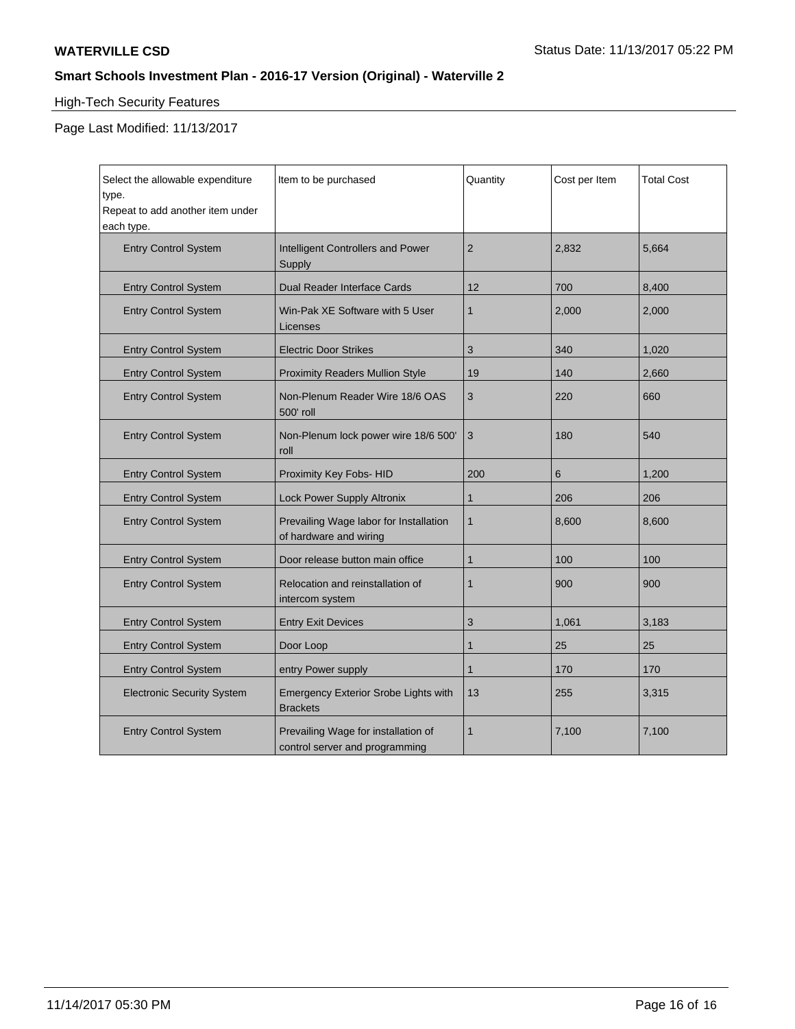High-Tech Security Features

Page Last Modified: 11/13/2017

| Select the allowable expenditure type. Repeat to add another item under each type. | Item to be purchased | Quantity | Cost per Item | Total Cost |
|---|---|---|---|---|
| Entry Control System | Intelligent Controllers and Power Supply | 2 | 2,832 | 5,664 |
| Entry Control System | Dual Reader Interface Cards | 12 | 700 | 8,400 |
| Entry Control System | Win-Pak XE Software with 5 User Licenses | 1 | 2,000 | 2,000 |
| Entry Control System | Electric Door Strikes | 3 | 340 | 1,020 |
| Entry Control System | Proximity Readers Mullion Style | 19 | 140 | 2,660 |
| Entry Control System | Non-Plenum Reader Wire 18/6 OAS 500' roll | 3 | 220 | 660 |
| Entry Control System | Non-Plenum lock power wire 18/6 500' roll | 3 | 180 | 540 |
| Entry Control System | Proximity Key Fobs- HID | 200 | 6 | 1,200 |
| Entry Control System | Lock Power Supply Altronix | 1 | 206 | 206 |
| Entry Control System | Prevailing Wage labor for Installation of hardware and wiring | 1 | 8,600 | 8,600 |
| Entry Control System | Door release button main office | 1 | 100 | 100 |
| Entry Control System | Relocation and reinstallation of intercom system | 1 | 900 | 900 |
| Entry Control System | Entry Exit Devices | 3 | 1,061 | 3,183 |
| Entry Control System | Door Loop | 1 | 25 | 25 |
| Entry Control System | entry Power supply | 1 | 170 | 170 |
| Electronic Security System | Emergency Exterior Srobe Lights with Brackets | 13 | 255 | 3,315 |
| Entry Control System | Prevailing Wage for installation of control server and programming | 1 | 7,100 | 7,100 |